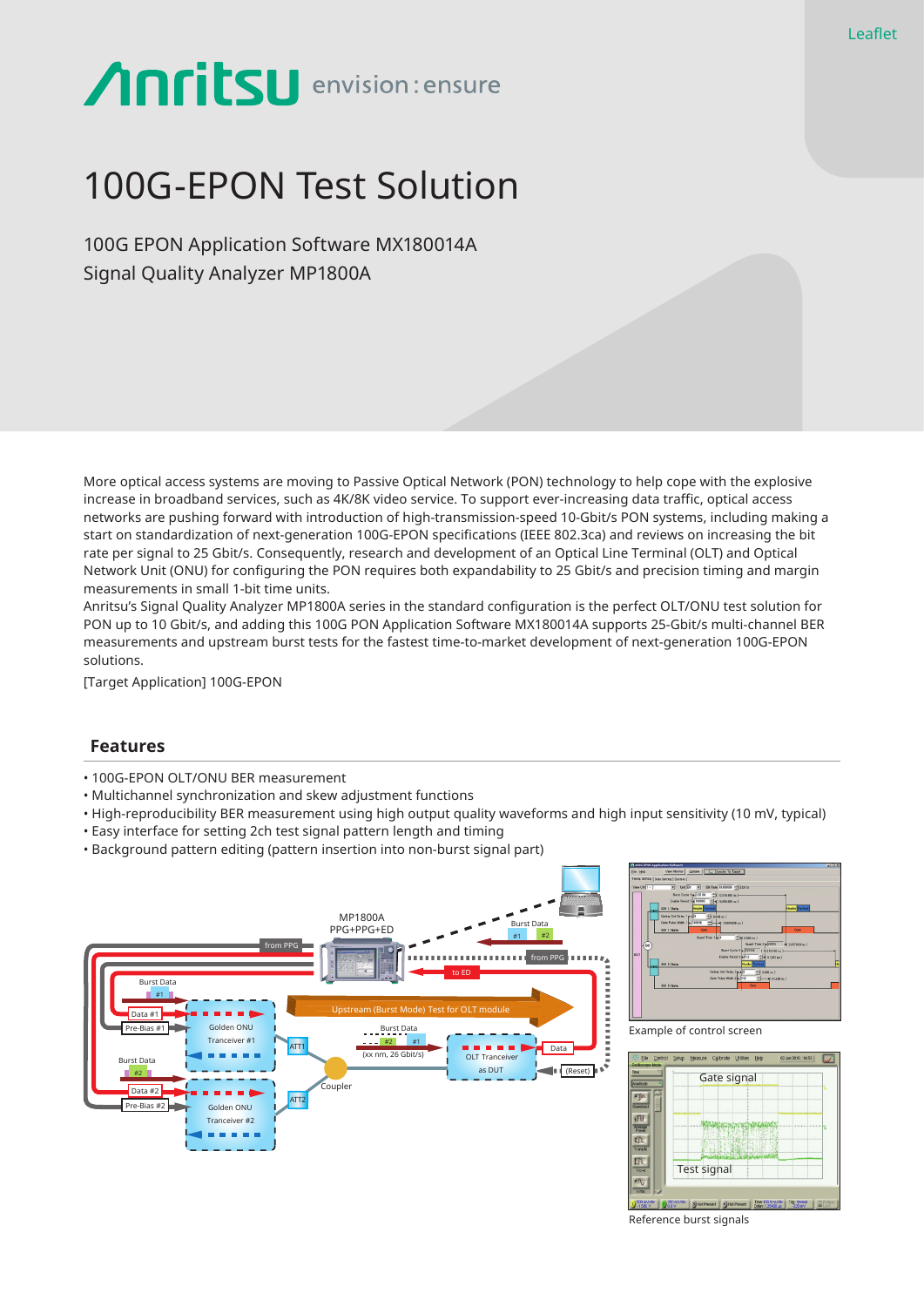Leaflet

# 100G-EPON Test Solution

100G EPON Application Software MX180014A
Signal Quality Analyzer MP1800A

More optical access systems are moving to Passive Optical Network (PON) technology to help cope with the explosive increase in broadband services, such as 4K/8K video service. To support ever-increasing data traffic, optical access networks are pushing forward with introduction of high-transmission-speed 10-Gbit/s PON systems, including making a start on standardization of next-generation 100G-EPON specifications (IEEE 802.3ca) and reviews on increasing the bit rate per signal to 25 Gbit/s. Consequently, research and development of an Optical Line Terminal (OLT) and Optical Network Unit (ONU) for configuring the PON requires both expandability to 25 Gbit/s and precision timing and margin measurements in small 1-bit time units.
Anritsu's Signal Quality Analyzer MP1800A series in the standard configuration is the perfect OLT/ONU test solution for PON up to 10 Gbit/s, and adding this 100G PON Application Software MX180014A supports 25-Gbit/s multi-channel BER measurements and upstream burst tests for the fastest time-to-market development of next-generation 100G-EPON solutions.

[Target Application] 100G-EPON

## Features

- 100G-EPON OLT/ONU BER measurement
- Multichannel synchronization and skew adjustment functions
- High-reproducibility BER measurement using high output quality waveforms and high input sensitivity (10 mV, typical)
- Easy interface for setting 2ch test signal pattern length and timing
- Background pattern editing (pattern insertion into non-burst signal part)

Example of control screen

Reference burst signals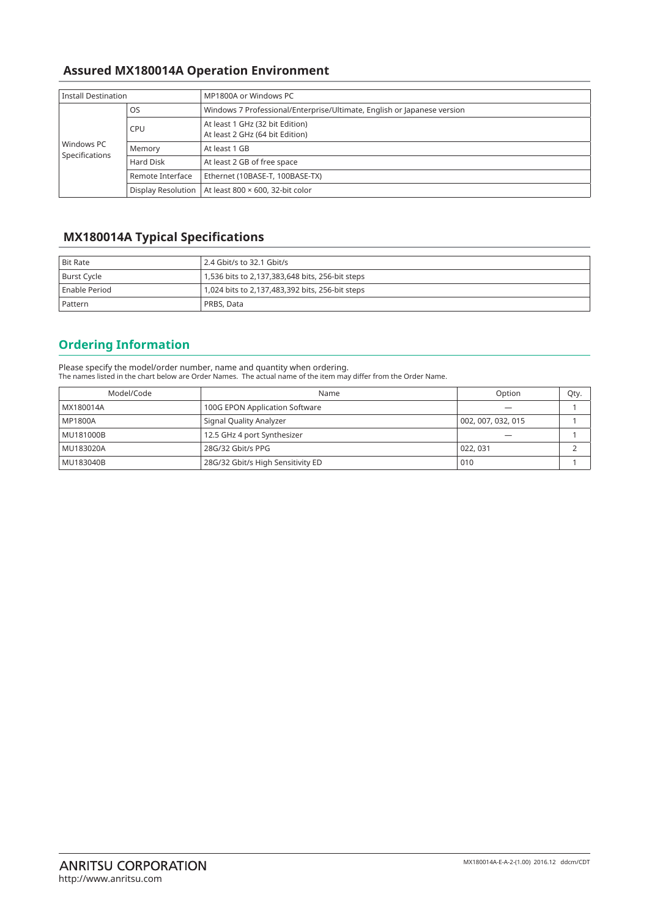## Assured MX180014A Operation Environment

| | | |
|---|---|---|
| Install Destination | | MP1800A or Windows PC |
| Windows PC Specifications | OS | Windows 7 Professional/Enterprise/Ultimate, English or Japanese version |
| | CPU | At least 1 GHz (32 bit Edition)<br>At least 2 GHz (64 bit Edition) |
| | Memory | At least 1 GB |
| | Hard Disk | At least 2 GB of free space |
| | Remote Interface | Ethernet (10BASE-T, 100BASE-TX) |
| | Display Resolution | At least 800 × 600, 32-bit color |

## MX180014A Typical Specifications

| | |
|---|---|
| Bit Rate | 2.4 Gbit/s to 32.1 Gbit/s |
| Burst Cycle | 1,536 bits to 2,137,383,648 bits, 256-bit steps |
| Enable Period | 1,024 bits to 2,137,483,392 bits, 256-bit steps |
| Pattern | PRBS, Data |

## Ordering Information

Please specify the model/order number, name and quantity when ordering.
The names listed in the chart below are Order Names. The actual name of the item may differ from the Order Name.

| Model/Code | Name | Option | Qty. |
|---|---|---|---|
| MX180014A | 100G EPON Application Software | — | 1 |
| MP1800A | Signal Quality Analyzer | 002, 007, 032, 015 | 1 |
| MU181000B | 12.5 GHz 4 port Synthesizer | — | 1 |
| MU183020A | 28G/32 Gbit/s PPG | 022, 031 | 2 |
| MU183040B | 28G/32 Gbit/s High Sensitivity ED | 010 | 1 |

ANRITSU CORPORATION
http://www.anritsu.com

MX180014A-E-A-2-(1.00) 2016.12 ddcm/CDT